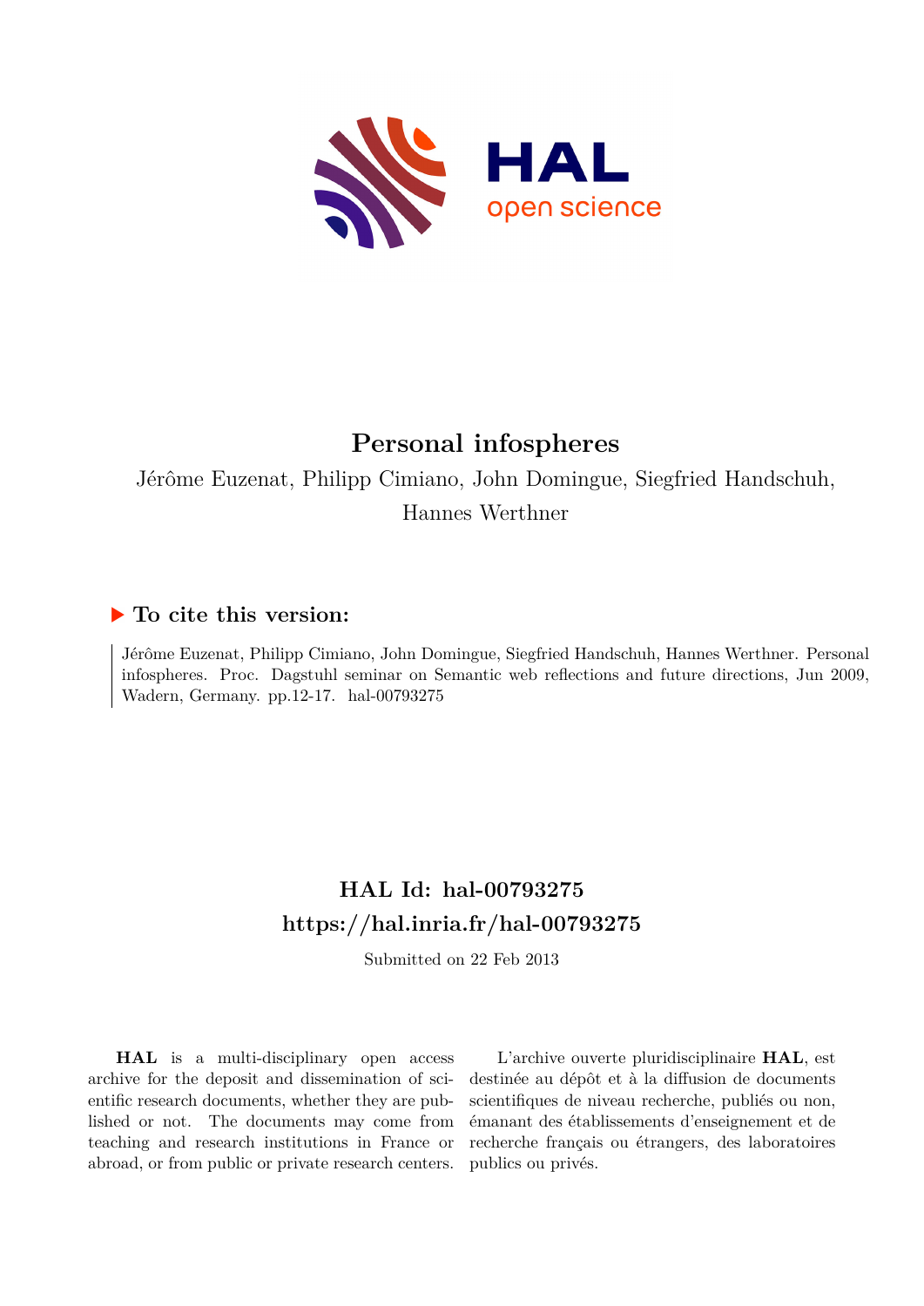# Personal infospheres

Jérôme Euzenat, Philipp Cimiano, John Domingue, Siegfried Handschuh, Hannes Werthner

## ▶ To cite this version:

Jérôme Euzenat, Philipp Cimiano, John Domingue, Siegfried Handschuh, Hannes Werthner. Personal infospheres. Proc. Dagstuhl seminar on Semantic web reflections and future directions, Jun 2009, Wadern, Germany. pp.12-17. hal-00793275

## HAL Id: hal-00793275

## https://hal.inria.fr/hal-00793275

Submitted on 22 Feb 2013

**HAL** is a multi-disciplinary open access archive for the deposit and dissemination of scientific research documents, whether they are published or not. The documents may come from teaching and research institutions in France or abroad, or from public or private research centers.

L'archive ouverte pluridisciplinaire **HAL**, est destinée au dépôt et à la diffusion de documents scientifiques de niveau recherche, publiés ou non, émanant des établissements d'enseignement et de recherche français ou étrangers, des laboratoires publics ou privés.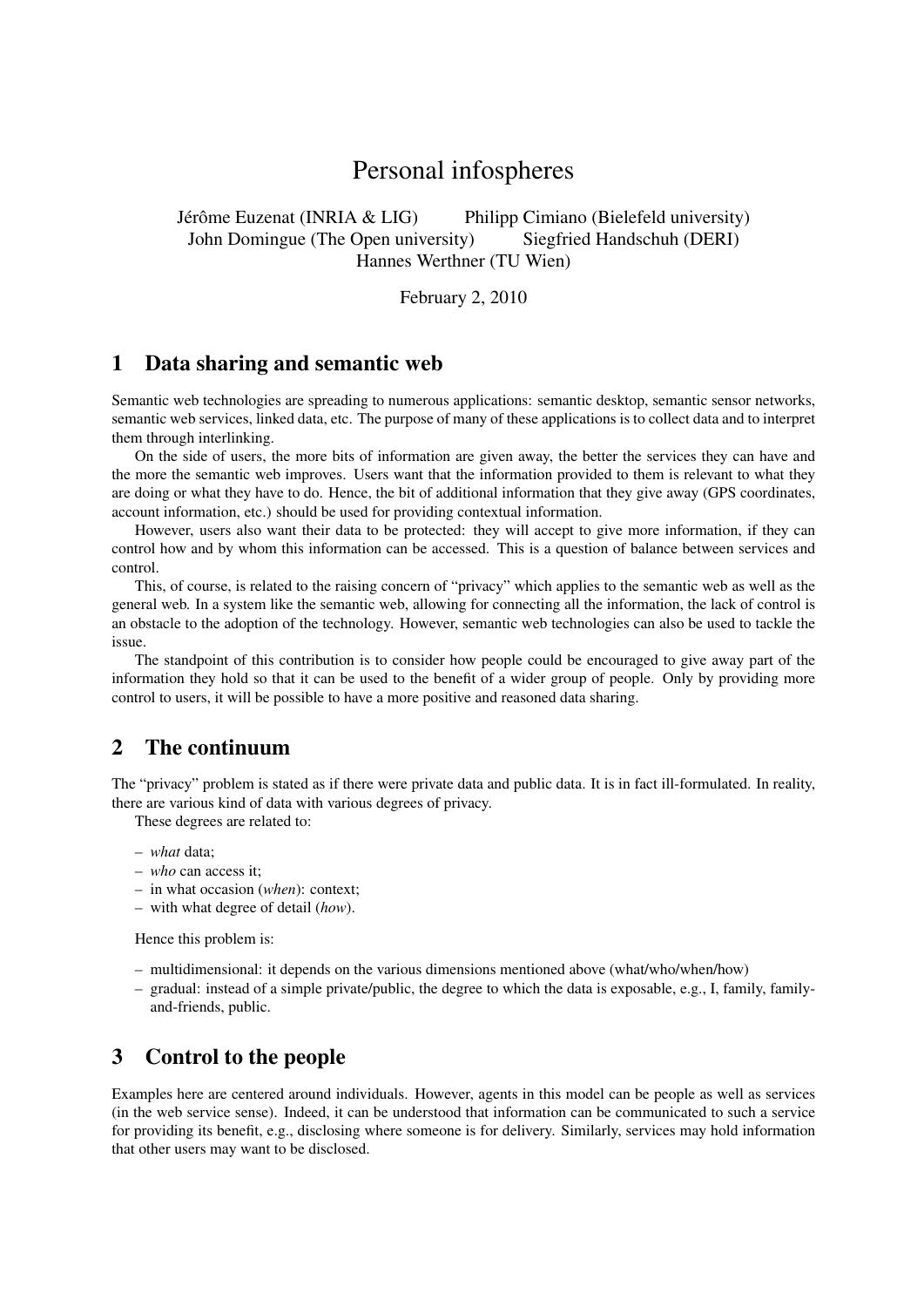# Personal infospheres

Jérôme Euzenat (INRIA & LIG) Philipp Cimiano (Bielefeld university)
John Domingue (The Open university) Siegfried Handschuh (DERI)
Hannes Werthner (TU Wien)

February 2, 2010

## 1 Data sharing and semantic web

Semantic web technologies are spreading to numerous applications: semantic desktop, semantic sensor networks, semantic web services, linked data, etc. The purpose of many of these applications is to collect data and to interpret them through interlinking.

On the side of users, the more bits of information are given away, the better the services they can have and the more the semantic web improves. Users want that the information provided to them is relevant to what they are doing or what they have to do. Hence, the bit of additional information that they give away (GPS coordinates, account information, etc.) should be used for providing contextual information.

However, users also want their data to be protected: they will accept to give more information, if they can control how and by whom this information can be accessed. This is a question of balance between services and control.

This, of course, is related to the raising concern of "privacy" which applies to the semantic web as well as the general web. In a system like the semantic web, allowing for connecting all the information, the lack of control is an obstacle to the adoption of the technology. However, semantic web technologies can also be used to tackle the issue.

The standpoint of this contribution is to consider how people could be encouraged to give away part of the information they hold so that it can be used to the benefit of a wider group of people. Only by providing more control to users, it will be possible to have a more positive and reasoned data sharing.

## 2 The continuum

The "privacy" problem is stated as if there were private data and public data. It is in fact ill-formulated. In reality, there are various kind of data with various degrees of privacy.

These degrees are related to:

- *what* data;
- *who* can access it;
- in what occasion (*when*): context;
- with what degree of detail (*how*).

Hence this problem is:

- multidimensional: it depends on the various dimensions mentioned above (what/who/when/how)
- gradual: instead of a simple private/public, the degree to which the data is exposable, e.g., I, family, family-and-friends, public.

## 3 Control to the people

Examples here are centered around individuals. However, agents in this model can be people as well as services (in the web service sense). Indeed, it can be understood that information can be communicated to such a service for providing its benefit, e.g., disclosing where someone is for delivery. Similarly, services may hold information that other users may want to be disclosed.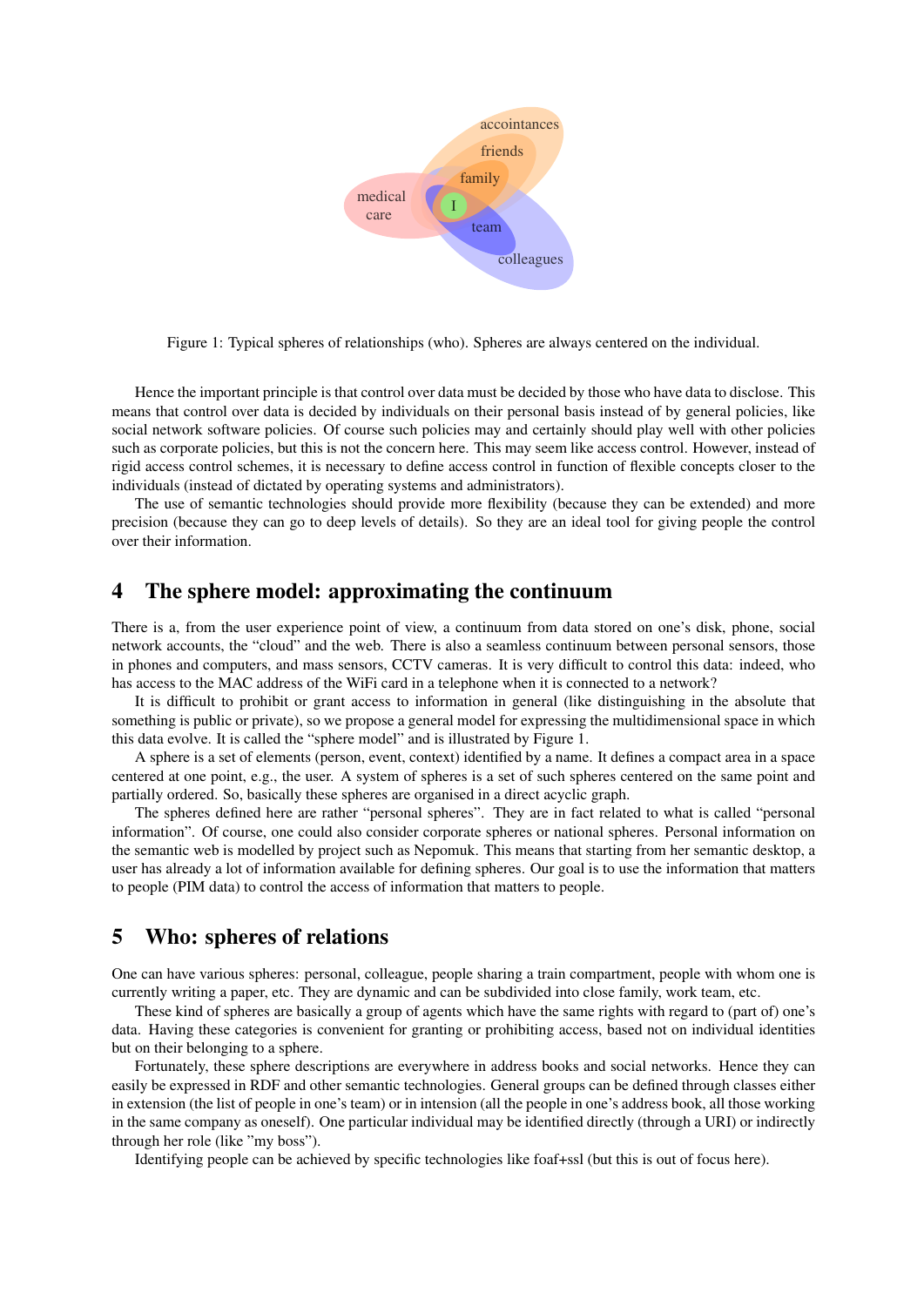Figure 1: Typical spheres of relationships (who). Spheres are always centered on the individual.

Hence the important principle is that control over data must be decided by those who have data to disclose. This means that control over data is decided by individuals on their personal basis instead of by general policies, like social network software policies. Of course such policies may and certainly should play well with other policies such as corporate policies, but this is not the concern here. This may seem like access control. However, instead of rigid access control schemes, it is necessary to define access control in function of flexible concepts closer to the individuals (instead of dictated by operating systems and administrators).

The use of semantic technologies should provide more flexibility (because they can be extended) and more precision (because they can go to deep levels of details). So they are an ideal tool for giving people the control over their information.

## 4 The sphere model: approximating the continuum

There is a, from the user experience point of view, a continuum from data stored on one's disk, phone, social network accounts, the "cloud" and the web. There is also a seamless continuum between personal sensors, those in phones and computers, and mass sensors, CCTV cameras. It is very difficult to control this data: indeed, who has access to the MAC address of the WiFi card in a telephone when it is connected to a network?

It is difficult to prohibit or grant access to information in general (like distinguishing in the absolute that something is public or private), so we propose a general model for expressing the multidimensional space in which this data evolve. It is called the "sphere model" and is illustrated by Figure 1.

A sphere is a set of elements (person, event, context) identified by a name. It defines a compact area in a space centered at one point, e.g., the user. A system of spheres is a set of such spheres centered on the same point and partially ordered. So, basically these spheres are organised in a direct acyclic graph.

The spheres defined here are rather "personal spheres". They are in fact related to what is called "personal information". Of course, one could also consider corporate spheres or national spheres. Personal information on the semantic web is modelled by project such as Nepomuk. This means that starting from her semantic desktop, a user has already a lot of information available for defining spheres. Our goal is to use the information that matters to people (PIM data) to control the access of information that matters to people.

## 5 Who: spheres of relations

One can have various spheres: personal, colleague, people sharing a train compartment, people with whom one is currently writing a paper, etc. They are dynamic and can be subdivided into close family, work team, etc.

These kind of spheres are basically a group of agents which have the same rights with regard to (part of) one's data. Having these categories is convenient for granting or prohibiting access, based not on individual identities but on their belonging to a sphere.

Fortunately, these sphere descriptions are everywhere in address books and social networks. Hence they can easily be expressed in RDF and other semantic technologies. General groups can be defined through classes either in extension (the list of people in one's team) or in intension (all the people in one's address book, all those working in the same company as oneself). One particular individual may be identified directly (through a URI) or indirectly through her role (like "my boss").

Identifying people can be achieved by specific technologies like foaf+ssl (but this is out of focus here).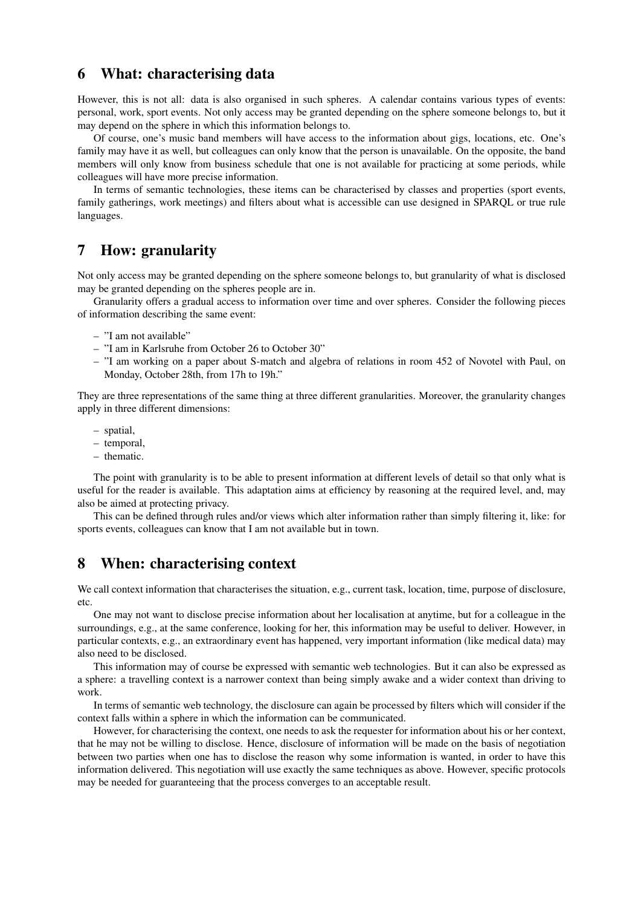## 6 What: characterising data

However, this is not all: data is also organised in such spheres. A calendar contains various types of events: personal, work, sport events. Not only access may be granted depending on the sphere someone belongs to, but it may depend on the sphere in which this information belongs to.

Of course, one's music band members will have access to the information about gigs, locations, etc. One's family may have it as well, but colleagues can only know that the person is unavailable. On the opposite, the band members will only know from business schedule that one is not available for practicing at some periods, while colleagues will have more precise information.

In terms of semantic technologies, these items can be characterised by classes and properties (sport events, family gatherings, work meetings) and filters about what is accessible can use designed in SPARQL or true rule languages.

## 7 How: granularity

Not only access may be granted depending on the sphere someone belongs to, but granularity of what is disclosed may be granted depending on the spheres people are in.

Granularity offers a gradual access to information over time and over spheres. Consider the following pieces of information describing the same event:

- "I am not available"
- "I am in Karlsruhe from October 26 to October 30"
- "I am working on a paper about S-match and algebra of relations in room 452 of Novotel with Paul, on Monday, October 28th, from 17h to 19h."

They are three representations of the same thing at three different granularities. Moreover, the granularity changes apply in three different dimensions:

- spatial,
- temporal,
- thematic.

The point with granularity is to be able to present information at different levels of detail so that only what is useful for the reader is available. This adaptation aims at efficiency by reasoning at the required level, and, may also be aimed at protecting privacy.

This can be defined through rules and/or views which alter information rather than simply filtering it, like: for sports events, colleagues can know that I am not available but in town.

## 8 When: characterising context

We call context information that characterises the situation, e.g., current task, location, time, purpose of disclosure, etc.

One may not want to disclose precise information about her localisation at anytime, but for a colleague in the surroundings, e.g., at the same conference, looking for her, this information may be useful to deliver. However, in particular contexts, e.g., an extraordinary event has happened, very important information (like medical data) may also need to be disclosed.

This information may of course be expressed with semantic web technologies. But it can also be expressed as a sphere: a travelling context is a narrower context than being simply awake and a wider context than driving to work.

In terms of semantic web technology, the disclosure can again be processed by filters which will consider if the context falls within a sphere in which the information can be communicated.

However, for characterising the context, one needs to ask the requester for information about his or her context, that he may not be willing to disclose. Hence, disclosure of information will be made on the basis of negotiation between two parties when one has to disclose the reason why some information is wanted, in order to have this information delivered. This negotiation will use exactly the same techniques as above. However, specific protocols may be needed for guaranteeing that the process converges to an acceptable result.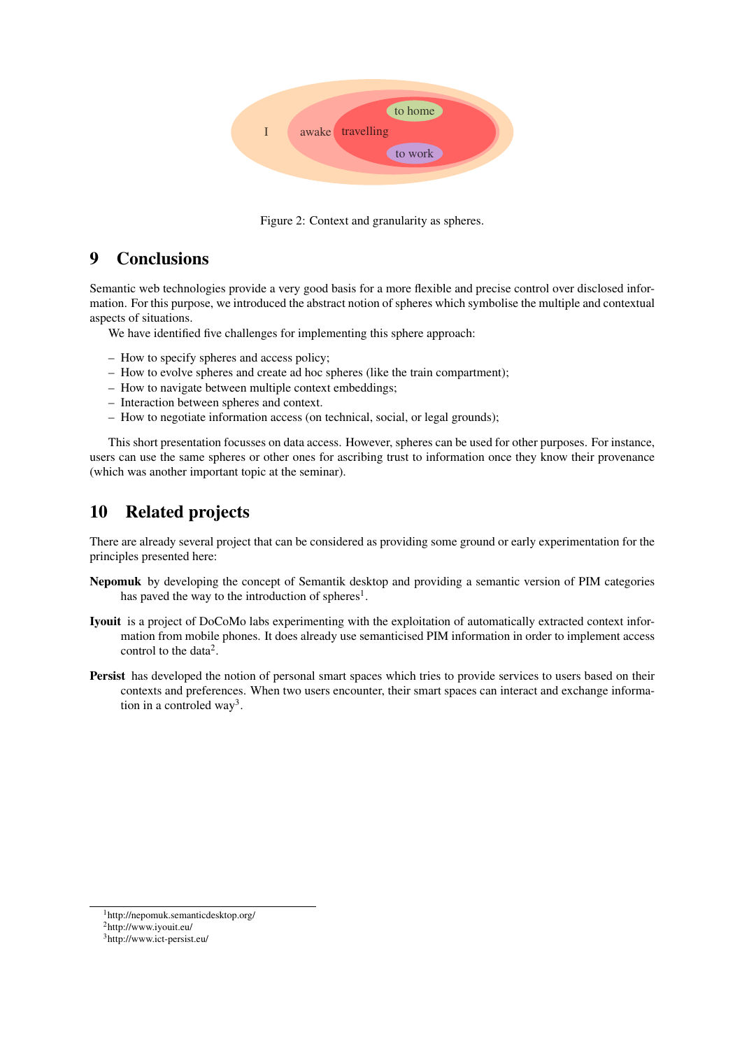I

awake

travelling

to home

to work

Figure 2: Context and granularity as spheres.

## 9 Conclusions

Semantic web technologies provide a very good basis for a more flexible and precise control over disclosed information. For this purpose, we introduced the abstract notion of spheres which symbolise the multiple and contextual aspects of situations.

We have identified five challenges for implementing this sphere approach:

- How to specify spheres and access policy;
- How to evolve spheres and create ad hoc spheres (like the train compartment);
- How to navigate between multiple context embeddings;
- Interaction between spheres and context.
- How to negotiate information access (on technical, social, or legal grounds);

This short presentation focusses on data access. However, spheres can be used for other purposes. For instance, users can use the same spheres or other ones for ascribing trust to information once they know their provenance (which was another important topic at the seminar).

## 10 Related projects

There are already several project that can be considered as providing some ground or early experimentation for the principles presented here:

**Nepomuk** by developing the concept of Semantik desktop and providing a semantic version of PIM categories has paved the way to the introduction of spheres[1].

**Iyouit** is a project of DoCoMo labs experimenting with the exploitation of automatically extracted context information from mobile phones. It does already use semanticised PIM information in order to implement access control to the data[2].

**Persist** has developed the notion of personal smart spaces which tries to provide services to users based on their contexts and preferences. When two users encounter, their smart spaces can interact and exchange information in a controled way[3].

[1] http://nepomuk.semanticdesktop.org/
[2] http://www.iyouit.eu/
[3] http://www.ict-persist.eu/